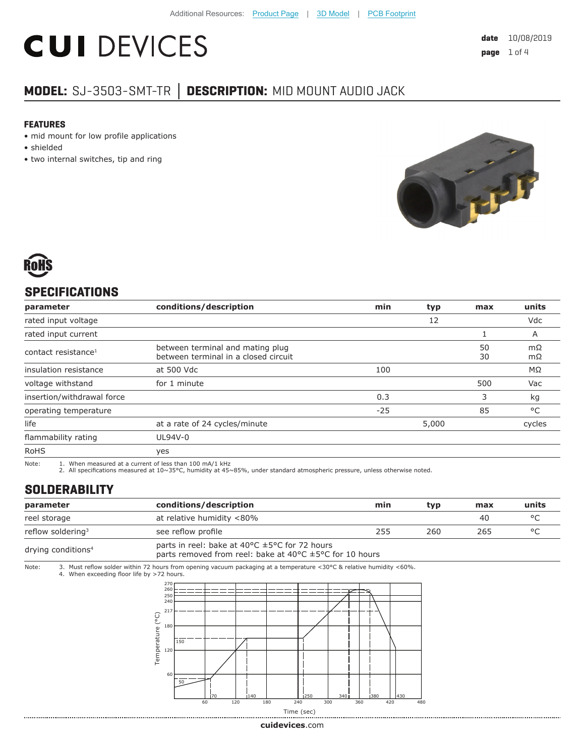Additional Resources: Product Page | 3D Model | PCB Footprint

# CUI DEVICES

**date** 10/08/2019
**page** 1 of 4

## MODEL: SJ-3503-SMT-TR │ DESCRIPTION: MID MOUNT AUDIO JACK

### FEATURES

- mid mount for low profile applications
- shielded
- two internal switches, tip and ring

RoHS

## SPECIFICATIONS

| parameter | conditions/description | min | typ | max | units |
|---|---|---|---|---|---|
| rated input voltage | | | 12 | | Vdc |
| rated input current | | | | 1 | A |
| contact resistance[1] | between terminal and mating plug<br>between terminal in a closed circuit | | | 50<br>30 | mΩ<br>mΩ |
| insulation resistance | at 500 Vdc | 100 | | | MΩ |
| voltage withstand | for 1 minute | | | 500 | Vac |
| insertion/withdrawal force | | 0.3 | | 3 | kg |
| operating temperature | | -25 | | 85 | °C |
| life | at a rate of 24 cycles/minute | | 5,000 | | cycles |
| flammability rating | UL94V-0 | | | | |
| RoHS | yes | | | | |

Note:
1. When measured at a current of less than 100 mA/1 kHz
2. All specifications measured at 10~35°C, humidity at 45~85%, under standard atmospheric pressure, unless otherwise noted.

## SOLDERABILITY

| parameter | conditions/description | min | typ | max | units |
|---|---|---|---|---|---|
| reel storage | at relative humidity <80% | | | 40 | °C |
| reflow soldering[3] | see reflow profile | 255 | 260 | 265 | °C |
| drying conditions[4] | parts in reel: bake at 40°C ±5°C for 72 hours<br>parts removed from reel: bake at 40°C ±5°C for 10 hours | | | | |

Note:
3. Must reflow solder within 72 hours from opening vacuum packaging at a temperature <30°C & relative humidity <60%.
4. When exceeding floor life by >72 hours.

Temperature (°C)
270
260
250
240
217
180
150
120
60
50
70
140
250
340
380
430
60 120 180 240 300 360 420 480
Time (sec)

cuidevices.com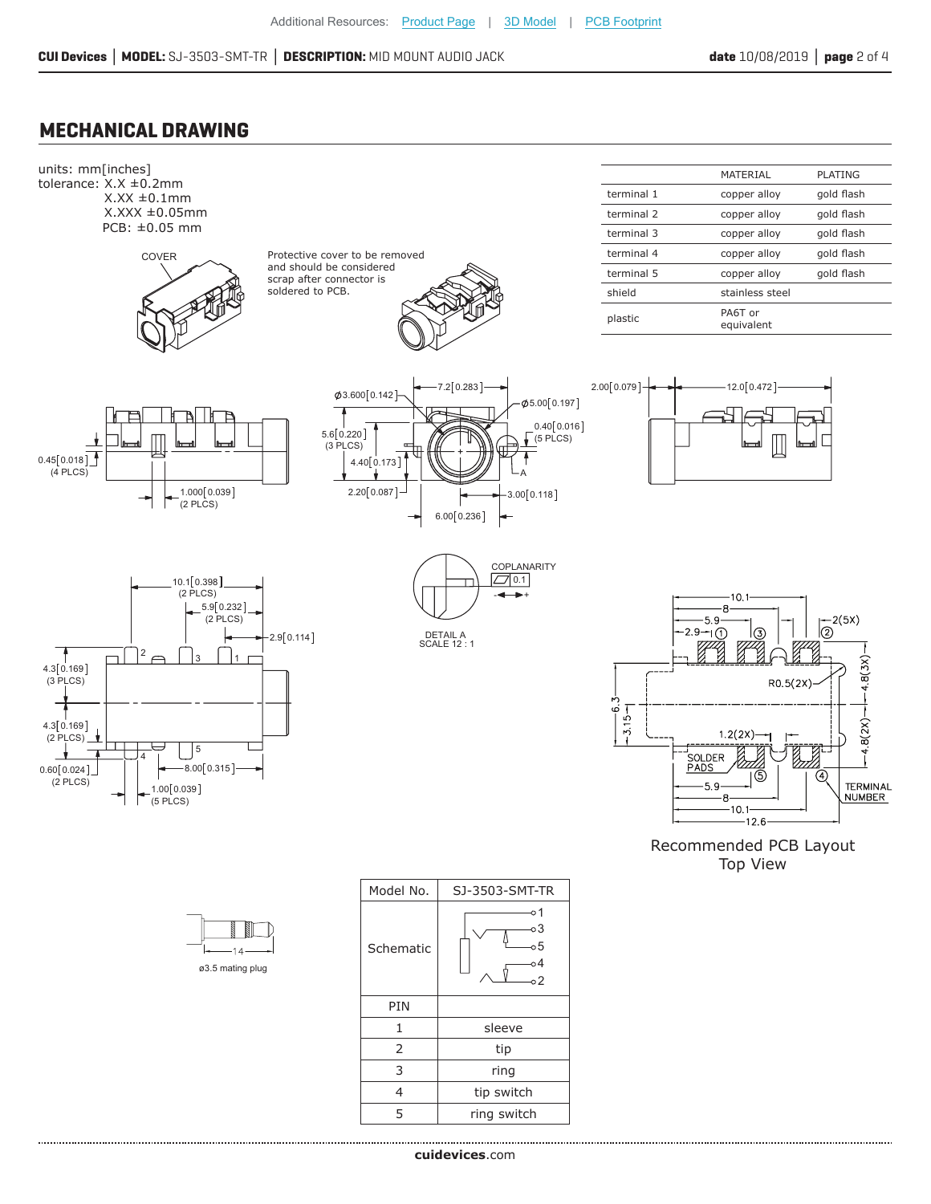Additional Resources: Product Page | 3D Model | PCB Footprint

## MECHANICAL DRAWING

units: mm[inches]
tolerance: X.X ±0.2mm
X.XX ±0.1mm
X.XXX ±0.05mm
PCB: ±0.05 mm

| | MATERIAL | PLATING |
|---|---|---|
| terminal 1 | copper alloy | gold flash |
| terminal 2 | copper alloy | gold flash |
| terminal 3 | copper alloy | gold flash |
| terminal 4 | copper alloy | gold flash |
| terminal 5 | copper alloy | gold flash |
| shield | stainless steel | |
| plastic | PA6T or equivalent | |

COVER

Protective cover to be removed and should be considered scrap after connector is soldered to PCB.

0.45[0.018] (4 PLCS)
1.000[0.039] (2 PLCS)

ϕ3.600[0.142]
7.2[0.283]
ϕ5.00[0.197]
0.40[0.016] (5 PLCS)
5.6[0.220] (3 PLCS)
4.40[0.173]
2.20[0.087]
3.00[0.118]
6.00[0.236]
A

2.00[0.079]
12.0[0.472]

10.1[0.398] (2 PLCS)
5.9[0.232] (2 PLCS)
2.9[0.114]
4.3[0.169] (3 PLCS)
4.3[0.169] (2 PLCS)
0.60[0.024] (2 PLCS)
8.00[0.315]
1.00[0.039] (5 PLCS)

DETAIL A
SCALE 12 : 1

COPLANARITY 0.1

10.1
8
5.9
2.9
2(5X)
R0.5(2X)
6.3
3.15
4.8(3X)
4.8(2X)
1.2(2X)
SOLDER PADS
5.9
8
10.1
12.6
TERMINAL NUMBER

Recommended PCB Layout
Top View

14
ø3.5 mating plug

| Model No. | SJ-3503-SMT-TR |
|---|---|
| Schematic | 1, 3, 5, 4, 2 |
| PIN | |
| 1 | sleeve |
| 2 | tip |
| 3 | ring |
| 4 | tip switch |
| 5 | ring switch |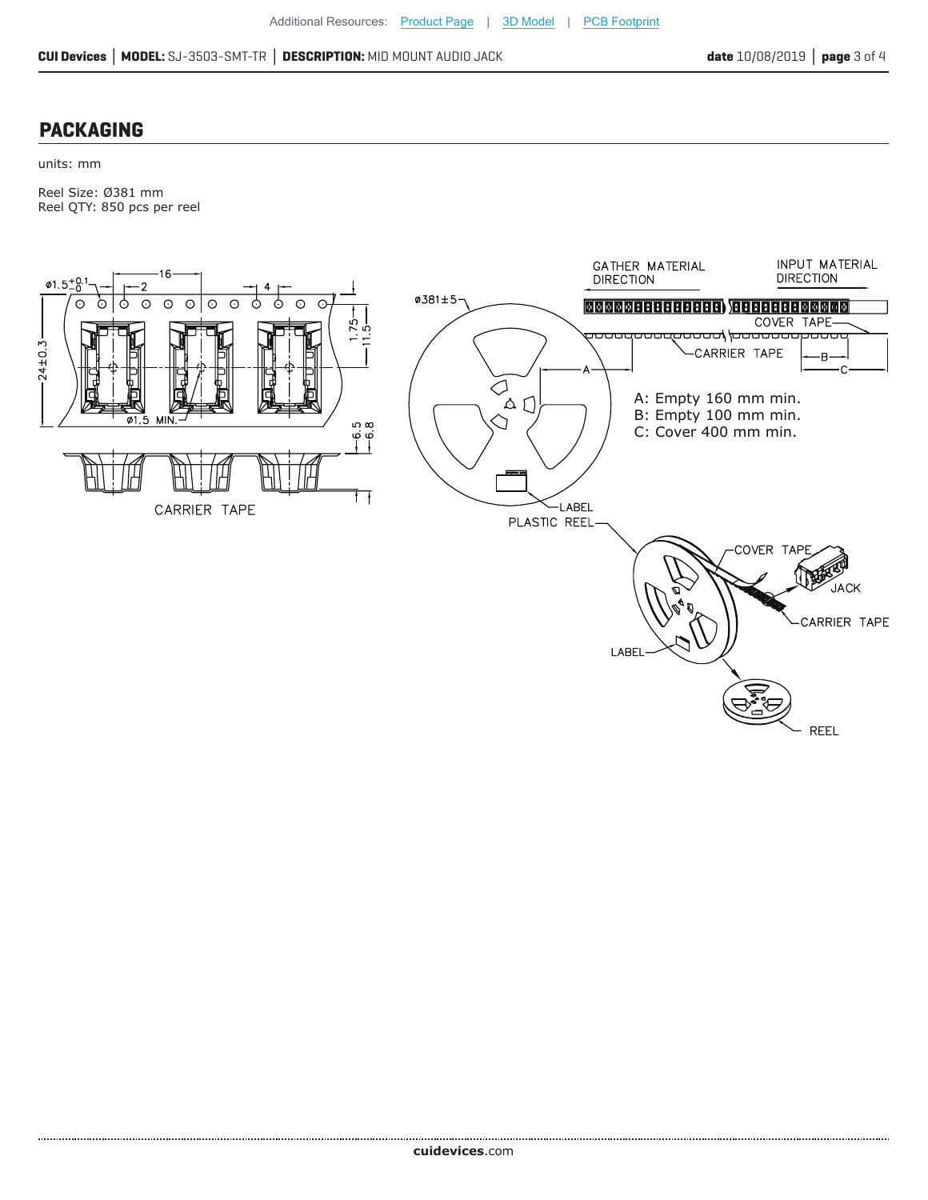## PACKAGING

units: mm

Reel Size: Ø381 mm
Reel QTY: 850 pcs per reel

ø1.5 $^{+0.1}_{-0}$
16
2
4
1.75
11.5
24±0.3
ø1.5 MIN.
6.5
6.8
CARRIER TAPE

ø381±5
GATHER MATERIAL DIRECTION
INPUT MATERIAL DIRECTION
COVER TAPE
CARRIER TAPE
A
B
C
LABEL
PLASTIC REEL

A: Empty 160 mm min.
B: Empty 100 mm min.
C: Cover 400 mm min.

COVER TAPE
JACK
CARRIER TAPE
LABEL
REEL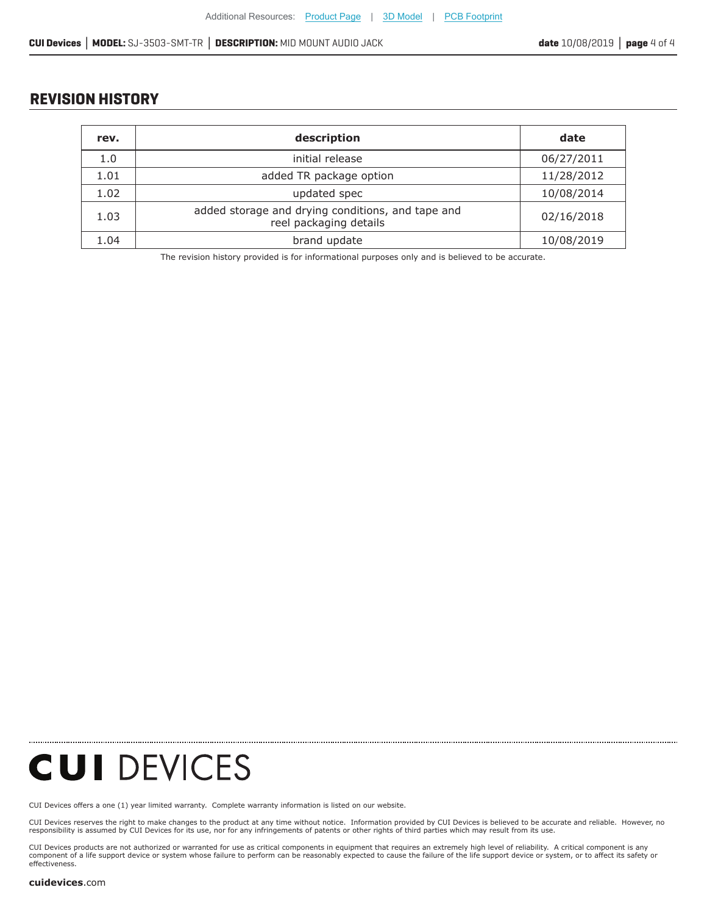## REVISION HISTORY

| rev. | description | date |
| --- | --- | --- |
| 1.0 | initial release | 06/27/2011 |
| 1.01 | added TR package option | 11/28/2012 |
| 1.02 | updated spec | 10/08/2014 |
| 1.03 | added storage and drying conditions, and tape and reel packaging details | 02/16/2018 |
| 1.04 | brand update | 10/08/2019 |

The revision history provided is for informational purposes only and is believed to be accurate.

**CUI** DEVICES

CUI Devices offers a one (1) year limited warranty. Complete warranty information is listed on our website.

CUI Devices reserves the right to make changes to the product at any time without notice. Information provided by CUI Devices is believed to be accurate and reliable. However, no responsibility is assumed by CUI Devices for its use, nor for any infringements of patents or other rights of third parties which may result from its use.

CUI Devices products are not authorized or warranted for use as critical components in equipment that requires an extremely high level of reliability. A critical component is any component of a life support device or system whose failure to perform can be reasonably expected to cause the failure of the life support device or system, or to affect its safety or effectiveness.

**cuidevices**.com